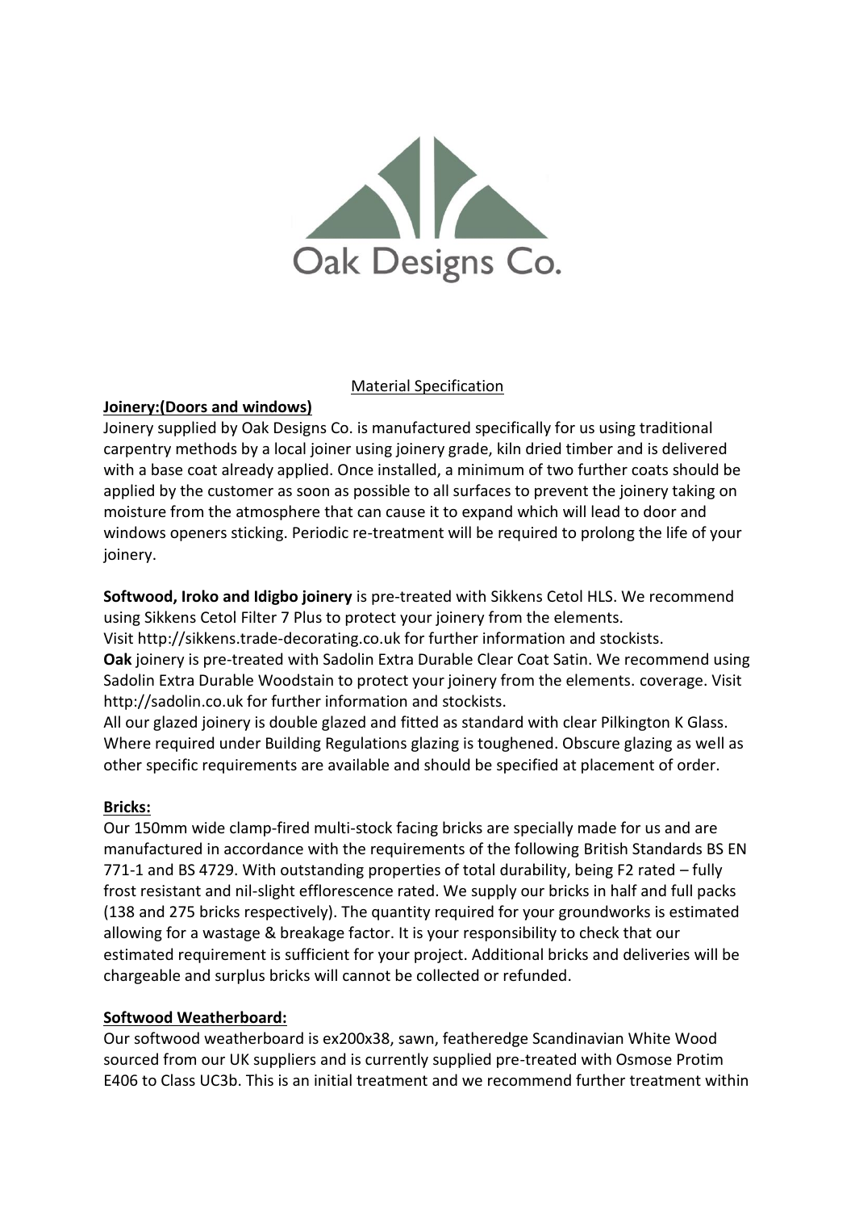Oak Designs Co.

Material Specification

**Joinery:(Doors and windows)**

Joinery supplied by Oak Designs Co. is manufactured specifically for us using traditional carpentry methods by a local joiner using joinery grade, kiln dried timber and is delivered with a base coat already applied. Once installed, a minimum of two further coats should be applied by the customer as soon as possible to all surfaces to prevent the joinery taking on moisture from the atmosphere that can cause it to expand which will lead to door and windows openers sticking. Periodic re-treatment will be required to prolong the life of your joinery.

**Softwood, Iroko and Idigbo joinery** is pre-treated with Sikkens Cetol HLS. We recommend using Sikkens Cetol Filter 7 Plus to protect your joinery from the elements.
Visit http://sikkens.trade-decorating.co.uk for further information and stockists.
**Oak** joinery is pre-treated with Sadolin Extra Durable Clear Coat Satin. We recommend using Sadolin Extra Durable Woodstain to protect your joinery from the elements. coverage. Visit http://sadolin.co.uk for further information and stockists.
All our glazed joinery is double glazed and fitted as standard with clear Pilkington K Glass. Where required under Building Regulations glazing is toughened. Obscure glazing as well as other specific requirements are available and should be specified at placement of order.

**Bricks:**

Our 150mm wide clamp-fired multi-stock facing bricks are specially made for us and are manufactured in accordance with the requirements of the following British Standards BS EN 771-1 and BS 4729. With outstanding properties of total durability, being F2 rated – fully frost resistant and nil-slight efflorescence rated. We supply our bricks in half and full packs (138 and 275 bricks respectively). The quantity required for your groundworks is estimated allowing for a wastage & breakage factor. It is your responsibility to check that our estimated requirement is sufficient for your project. Additional bricks and deliveries will be chargeable and surplus bricks will cannot be collected or refunded.

**Softwood Weatherboard:**

Our softwood weatherboard is ex200x38, sawn, featheredge Scandinavian White Wood sourced from our UK suppliers and is currently supplied pre-treated with Osmose Protim E406 to Class UC3b. This is an initial treatment and we recommend further treatment within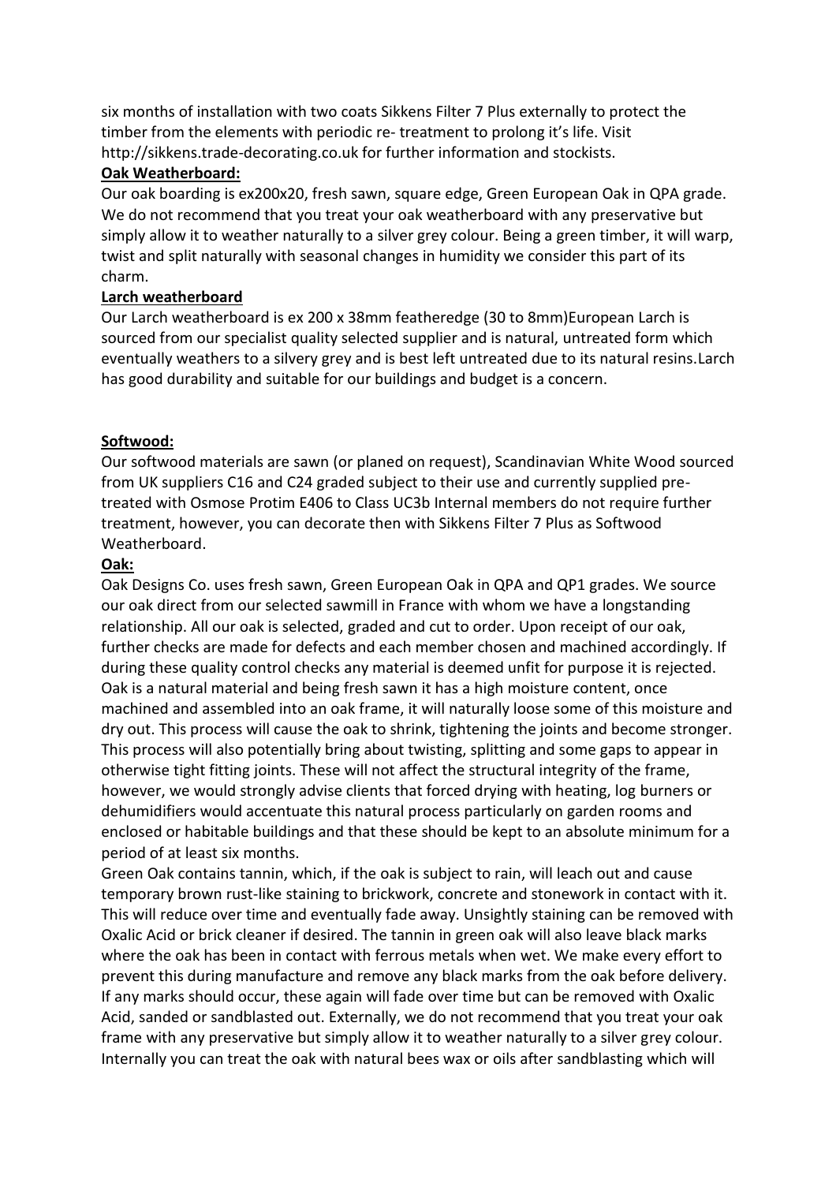six months of installation with two coats Sikkens Filter 7 Plus externally to protect the timber from the elements with periodic re- treatment to prolong it's life. Visit http://sikkens.trade-decorating.co.uk for further information and stockists.

**Oak Weatherboard:**

Our oak boarding is ex200x20, fresh sawn, square edge, Green European Oak in QPA grade. We do not recommend that you treat your oak weatherboard with any preservative but simply allow it to weather naturally to a silver grey colour. Being a green timber, it will warp, twist and split naturally with seasonal changes in humidity we consider this part of its charm.

**Larch weatherboard**

Our Larch weatherboard is ex 200 x 38mm featheredge (30 to 8mm)European Larch is sourced from our specialist quality selected supplier and is natural, untreated form which eventually weathers to a silvery grey and is best left untreated due to its natural resins.Larch has good durability and suitable for our buildings and budget is a concern.

**Softwood:**

Our softwood materials are sawn (or planed on request), Scandinavian White Wood sourced from UK suppliers C16 and C24 graded subject to their use and currently supplied pre-treated with Osmose Protim E406 to Class UC3b Internal members do not require further treatment, however, you can decorate then with Sikkens Filter 7 Plus as Softwood Weatherboard.

**Oak:**

Oak Designs Co. uses fresh sawn, Green European Oak in QPA and QP1 grades. We source our oak direct from our selected sawmill in France with whom we have a longstanding relationship. All our oak is selected, graded and cut to order. Upon receipt of our oak, further checks are made for defects and each member chosen and machined accordingly. If during these quality control checks any material is deemed unfit for purpose it is rejected. Oak is a natural material and being fresh sawn it has a high moisture content, once machined and assembled into an oak frame, it will naturally loose some of this moisture and dry out. This process will cause the oak to shrink, tightening the joints and become stronger. This process will also potentially bring about twisting, splitting and some gaps to appear in otherwise tight fitting joints. These will not affect the structural integrity of the frame, however, we would strongly advise clients that forced drying with heating, log burners or dehumidifiers would accentuate this natural process particularly on garden rooms and enclosed or habitable buildings and that these should be kept to an absolute minimum for a period of at least six months.

Green Oak contains tannin, which, if the oak is subject to rain, will leach out and cause temporary brown rust-like staining to brickwork, concrete and stonework in contact with it. This will reduce over time and eventually fade away. Unsightly staining can be removed with Oxalic Acid or brick cleaner if desired. The tannin in green oak will also leave black marks where the oak has been in contact with ferrous metals when wet. We make every effort to prevent this during manufacture and remove any black marks from the oak before delivery. If any marks should occur, these again will fade over time but can be removed with Oxalic Acid, sanded or sandblasted out. Externally, we do not recommend that you treat your oak frame with any preservative but simply allow it to weather naturally to a silver grey colour. Internally you can treat the oak with natural bees wax or oils after sandblasting which will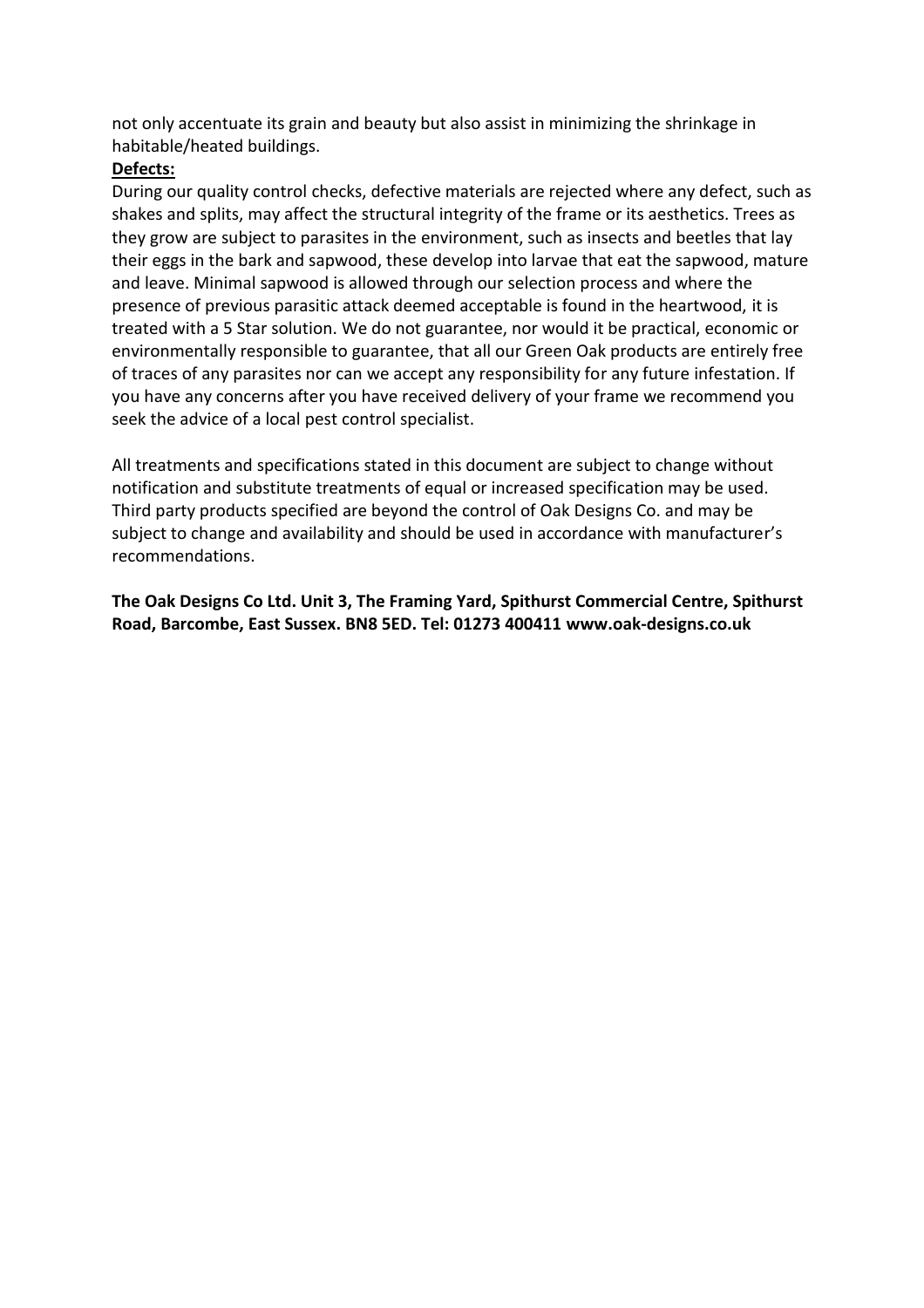not only accentuate its grain and beauty but also assist in minimizing the shrinkage in habitable/heated buildings.

**Defects:**

During our quality control checks, defective materials are rejected where any defect, such as shakes and splits, may affect the structural integrity of the frame or its aesthetics. Trees as they grow are subject to parasites in the environment, such as insects and beetles that lay their eggs in the bark and sapwood, these develop into larvae that eat the sapwood, mature and leave. Minimal sapwood is allowed through our selection process and where the presence of previous parasitic attack deemed acceptable is found in the heartwood, it is treated with a 5 Star solution. We do not guarantee, nor would it be practical, economic or environmentally responsible to guarantee, that all our Green Oak products are entirely free of traces of any parasites nor can we accept any responsibility for any future infestation. If you have any concerns after you have received delivery of your frame we recommend you seek the advice of a local pest control specialist.

All treatments and specifications stated in this document are subject to change without notification and substitute treatments of equal or increased specification may be used. Third party products specified are beyond the control of Oak Designs Co. and may be subject to change and availability and should be used in accordance with manufacturer's recommendations.

**The Oak Designs Co Ltd. Unit 3, The Framing Yard, Spithurst Commercial Centre, Spithurst Road, Barcombe, East Sussex. BN8 5ED. Tel: 01273 400411 www.oak-designs.co.uk**